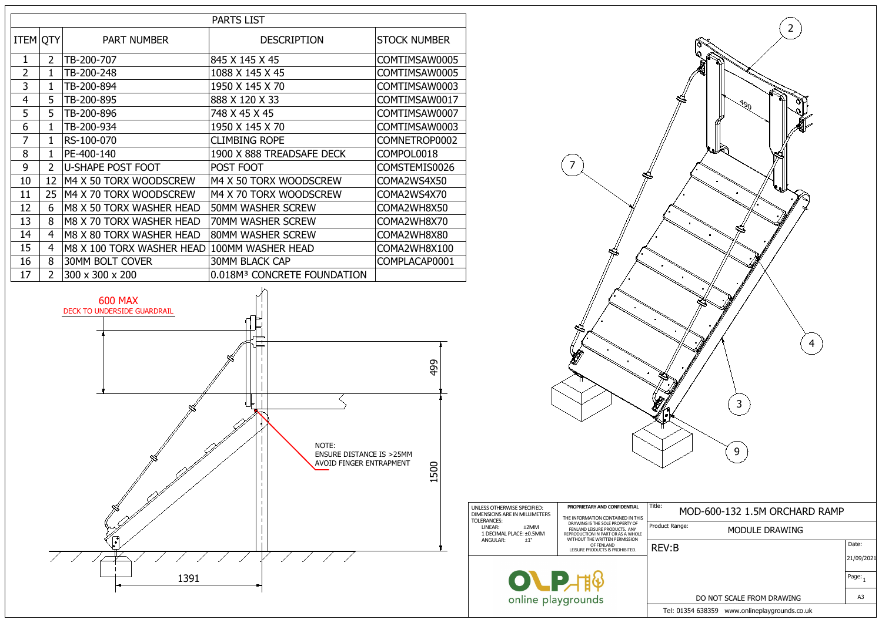## PARTS LIST

| ITEM | QTY | PART NUMBER | DESCRIPTION | STOCK NUMBER |
|---|---|---|---|---|
| 1 | 2 | TB-200-707 | 845 X 145 X 45 | COMTIMSAW0005 |
| 2 | 1 | TB-200-248 | 1088 X 145 X 45 | COMTIMSAW0005 |
| 3 | 1 | TB-200-894 | 1950 X 145 X 70 | COMTIMSAW0003 |
| 4 | 5 | TB-200-895 | 888 X 120 X 33 | COMTIMSAW0017 |
| 5 | 5 | TB-200-896 | 748 X 45 X 45 | COMTIMSAW0007 |
| 6 | 1 | TB-200-934 | 1950 X 145 X 70 | COMTIMSAW0003 |
| 7 | 1 | RS-100-070 | CLIMBING ROPE | COMNETROP0002 |
| 8 | 1 | PE-400-140 | 1900 X 888 TREADSAFE DECK | COMPOL0018 |
| 9 | 2 | U-SHAPE POST FOOT | POST FOOT | COMSTEMIS0026 |
| 10 | 12 | M4 X 50 TORX WOODSCREW | M4 X 50 TORX WOODSCREW | COMA2WS4X50 |
| 11 | 25 | M4 X 70 TORX WOODSCREW | M4 X 70 TORX WOODSCREW | COMA2WS4X70 |
| 12 | 6 | M8 X 50 TORX WASHER HEAD | 50MM WASHER SCREW | COMA2WH8X50 |
| 13 | 8 | M8 X 70 TORX WASHER HEAD | 70MM WASHER SCREW | COMA2WH8X70 |
| 14 | 4 | M8 X 80 TORX WASHER HEAD | 80MM WASHER SCREW | COMA2WH8X80 |
| 15 | 4 | M8 X 100 TORX WASHER HEAD | 100MM WASHER HEAD | COMA2WH8X100 |
| 16 | 8 | 30MM BOLT COVER | 30MM BLACK CAP | COMPLACAP0001 |
| 17 | 2 | 300 x 300 x 200 | $0.018M^3$ CONCRETE FOUNDATION | |

600 MAX
DECK TO UNDERSIDE GUARDRAIL

499

1500

1391

NOTE:
ENSURE DISTANCE IS >25MM
AVOID FINGER ENTRAPMENT

490

2

7

4

3

9

UNLESS OTHERWISE SPECIFIED:
DIMENSIONS ARE IN MILLIMETERS
TOLERANCES:
LINEAR: ±2MM
1 DECIMAL PLACE: ±0.5MM
ANGULAR: ±1°

**PROPRIETARY AND CONFIDENTIAL**

THE INFORMATION CONTAINED IN THIS DRAWING IS THE SOLE PROPERTY OF FENLAND LEISURE PRODUCTS. ANY REPRODUCTION IN PART OR AS A WHOLE WITHOUT THE WRITTEN PERMISSION OF FENLAND LEISURE PRODUCTS IS PROHIBITED.

online playgrounds

Title: MOD-600-132 1.5M ORCHARD RAMP

Product Range: MODULE DRAWING

REV:B

Date: 21/09/2021

Page: 1

A3

DO NOT SCALE FROM DRAWING

Tel: 01354 638359 www.onlineplaygrounds.co.uk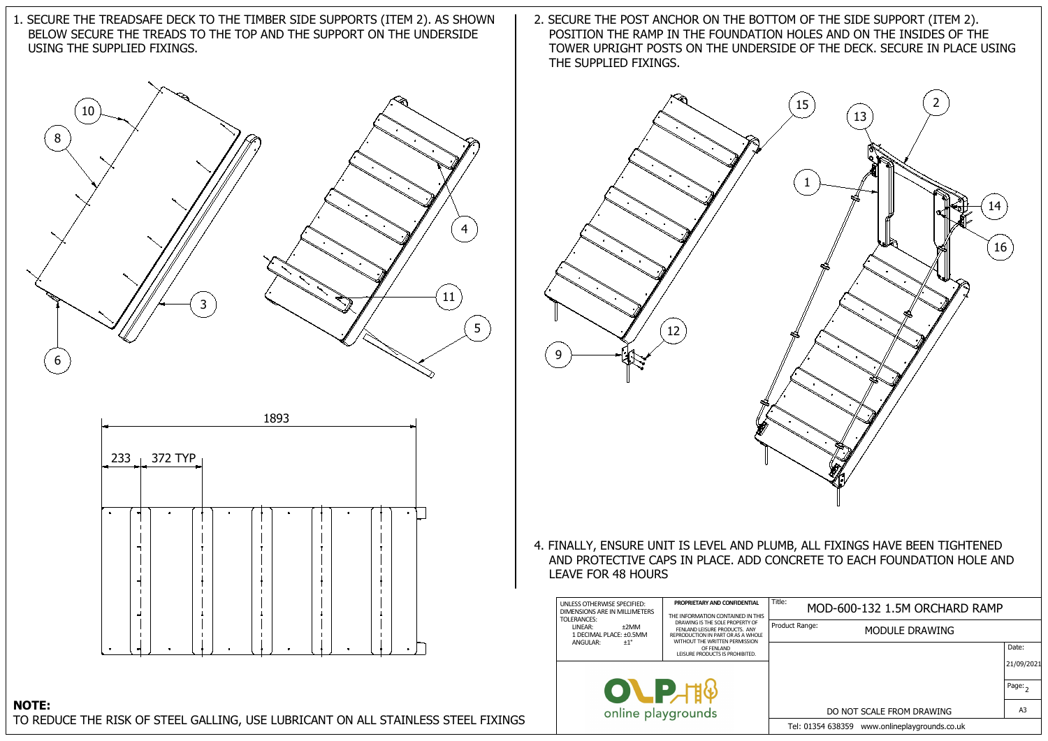1. SECURE THE TREADSAFE DECK TO THE TIMBER SIDE SUPPORTS (ITEM 2). AS SHOWN BELOW SECURE THE TREADS TO THE TOP AND THE SUPPORT ON THE UNDERSIDE USING THE SUPPLIED FIXINGS.

10
8
6
3
4
11
5

1893
233
372 TYP

2. SECURE THE POST ANCHOR ON THE BOTTOM OF THE SIDE SUPPORT (ITEM 2). POSITION THE RAMP IN THE FOUNDATION HOLES AND ON THE INSIDES OF THE TOWER UPRIGHT POSTS ON THE UNDERSIDE OF THE DECK. SECURE IN PLACE USING THE SUPPLIED FIXINGS.

15
13
2
1
14
16
12
9

4. FINALLY, ENSURE UNIT IS LEVEL AND PLUMB, ALL FIXINGS HAVE BEEN TIGHTENED AND PROTECTIVE CAPS IN PLACE. ADD CONCRETE TO EACH FOUNDATION HOLE AND LEAVE FOR 48 HOURS

**NOTE:**
TO REDUCE THE RISK OF STEEL GALLING, USE LUBRICANT ON ALL STAINLESS STEEL FIXINGS

| | | | |
|---|---|---|---|
| UNLESS OTHERWISE SPECIFIED: DIMENSIONS ARE IN MILLIMETERS<br>TOLERANCES:<br>LINEAR: ±2MM<br>1 DECIMAL PLACE: ±0.5MM<br>ANGULAR: ±1° | **PROPRIETARY AND CONFIDENTIAL**<br>THE INFORMATION CONTAINED IN THIS DRAWING IS THE SOLE PROPERTY OF FENLAND LEISURE PRODUCTS. ANY REPRODUCTION IN PART OR AS A WHOLE WITHOUT THE WRITTEN PERMISSION OF FENLAND LEISURE PRODUCTS IS PROHIBITED. | Title: MOD-600-132 1.5M ORCHARD RAMP | |
| | | Product Range: MODULE DRAWING | Date: 21/09/2021 |
| online playgrounds | | | Page: 2 |
| | | DO NOT SCALE FROM DRAWING | A3 |
| | | Tel: 01354 638359 www.onlineplaygrounds.co.uk | |